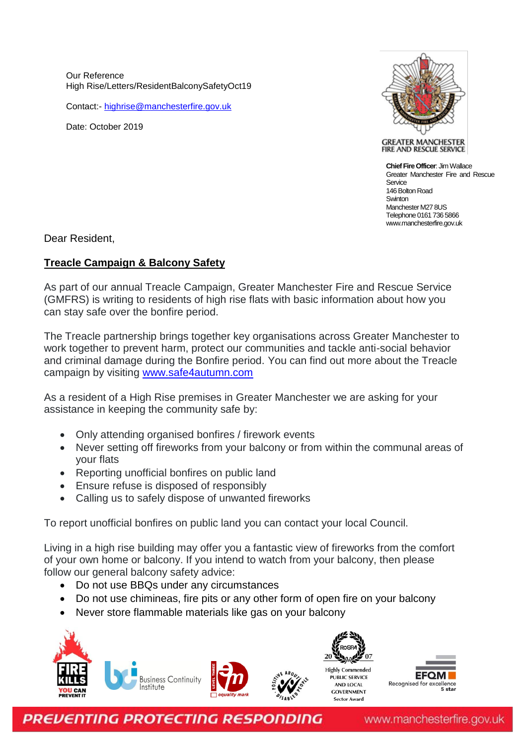Our Reference
High Rise/Letters/ResidentBalconySafetyOct19

Contact:- [highrise@manchesterfire.gov.uk](mailto:highrise@manchesterfire.gov.uk)

Date: October 2019

GREATER MANCHESTER
FIRE AND RESCUE SERVICE

**Chief Fire Officer**: Jim Wallace
Greater Manchester Fire and Rescue Service
146 Bolton Road
Swinton
Manchester M27 8US
Telephone 0161 736 5866
www.manchesterfire.gov.uk

Dear Resident,

**Treacle Campaign & Balcony Safety**

As part of our annual Treacle Campaign, Greater Manchester Fire and Rescue Service (GMFRS) is writing to residents of high rise flats with basic information about how you can stay safe over the bonfire period.

The Treacle partnership brings together key organisations across Greater Manchester to work together to prevent harm, protect our communities and tackle anti-social behavior and criminal damage during the Bonfire period. You can find out more about the Treacle campaign by visiting [www.safe4autumn.com](http://www.safe4autumn.com)

As a resident of a High Rise premises in Greater Manchester we are asking for your assistance in keeping the community safe by:

- Only attending organised bonfires / firework events
- Never setting off fireworks from your balcony or from within the communal areas of your flats
- Reporting unofficial bonfires on public land
- Ensure refuse is disposed of responsibly
- Calling us to safely dispose of unwanted fireworks

To report unofficial bonfires on public land you can contact your local Council.

Living in a high rise building may offer you a fantastic view of fireworks from the comfort of your own home or balcony. If you intend to watch from your balcony, then please follow our general balcony safety advice:

- Do not use BBQs under any circumstances
- Do not use chimineas, fire pits or any other form of open fire on your balcony
- Never store flammable materials like gas on your balcony

PREVENTING PROTECTING RESPONDING www.manchesterfire.gov.uk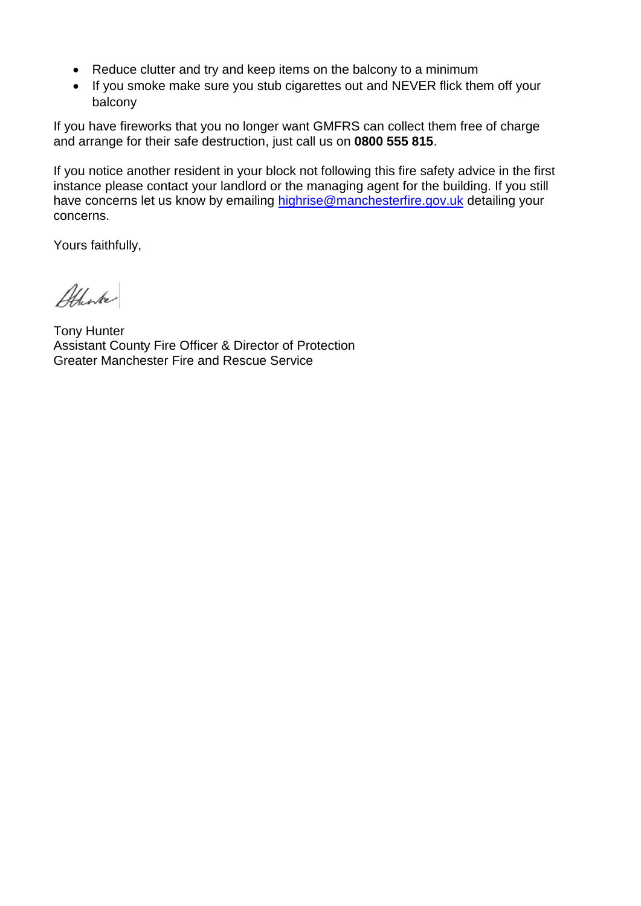- Reduce clutter and try and keep items on the balcony to a minimum
- If you smoke make sure you stub cigarettes out and NEVER flick them off your balcony

If you have fireworks that you no longer want GMFRS can collect them free of charge and arrange for their safe destruction, just call us on **0800 555 815**.

If you notice another resident in your block not following this fire safety advice in the first instance please contact your landlord or the managing agent for the building. If you still have concerns let us know by emailing highrise@manchesterfire.gov.uk detailing your concerns.

Yours faithfully,

Tony Hunter
Assistant County Fire Officer & Director of Protection
Greater Manchester Fire and Rescue Service